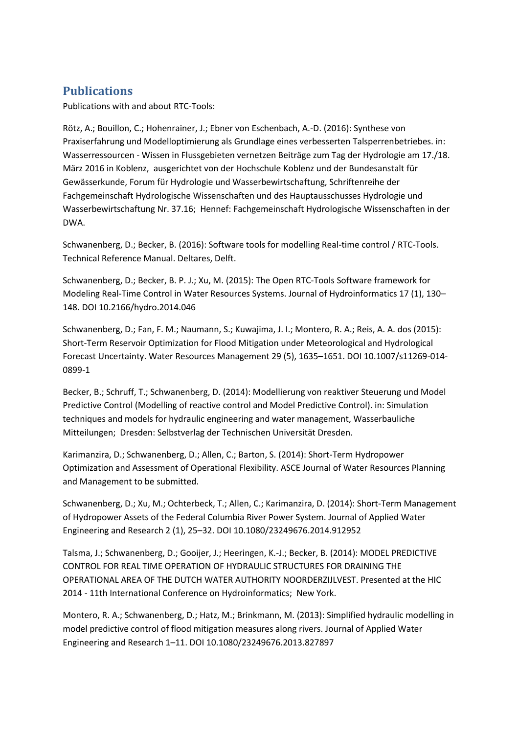## Publications

Publications with and about RTC-Tools:

Rötz, A.; Bouillon, C.; Hohenrainer, J.; Ebner von Eschenbach, A.-D. (2016): Synthese von Praxiserfahrung und Modelloptimierung als Grundlage eines verbesserten Talsperrenbetriebes. in: Wasserressourcen - Wissen in Flussgebieten vernetzen Beiträge zum Tag der Hydrologie am 17./18. März 2016 in Koblenz, ausgerichtet von der Hochschule Koblenz und der Bundesanstalt für Gewässerkunde, Forum für Hydrologie und Wasserbewirtschaftung, Schriftenreihe der Fachgemeinschaft Hydrologische Wissenschaften und des Hauptausschusses Hydrologie und Wasserbewirtschaftung Nr. 37.16; Hennef: Fachgemeinschaft Hydrologische Wissenschaften in der DWA.

Schwanenberg, D.; Becker, B. (2016): Software tools for modelling Real-time control / RTC-Tools. Technical Reference Manual. Deltares, Delft.

Schwanenberg, D.; Becker, B. P. J.; Xu, M. (2015): The Open RTC-Tools Software framework for Modeling Real-Time Control in Water Resources Systems. Journal of Hydroinformatics 17 (1), 130–148. DOI 10.2166/hydro.2014.046

Schwanenberg, D.; Fan, F. M.; Naumann, S.; Kuwajima, J. I.; Montero, R. A.; Reis, A. A. dos (2015): Short-Term Reservoir Optimization for Flood Mitigation under Meteorological and Hydrological Forecast Uncertainty. Water Resources Management 29 (5), 1635–1651. DOI 10.1007/s11269-014-0899-1

Becker, B.; Schruff, T.; Schwanenberg, D. (2014): Modellierung von reaktiver Steuerung und Model Predictive Control (Modelling of reactive control and Model Predictive Control). in: Simulation techniques and models for hydraulic engineering and water management, Wasserbauliche Mitteilungen; Dresden: Selbstverlag der Technischen Universität Dresden.

Karimanzira, D.; Schwanenberg, D.; Allen, C.; Barton, S. (2014): Short-Term Hydropower Optimization and Assessment of Operational Flexibility. ASCE Journal of Water Resources Planning and Management to be submitted.

Schwanenberg, D.; Xu, M.; Ochterbeck, T.; Allen, C.; Karimanzira, D. (2014): Short-Term Management of Hydropower Assets of the Federal Columbia River Power System. Journal of Applied Water Engineering and Research 2 (1), 25–32. DOI 10.1080/23249676.2014.912952

Talsma, J.; Schwanenberg, D.; Gooijer, J.; Heeringen, K.-J.; Becker, B. (2014): MODEL PREDICTIVE CONTROL FOR REAL TIME OPERATION OF HYDRAULIC STRUCTURES FOR DRAINING THE OPERATIONAL AREA OF THE DUTCH WATER AUTHORITY NOORDERZIJLVEST. Presented at the HIC 2014 - 11th International Conference on Hydroinformatics; New York.

Montero, R. A.; Schwanenberg, D.; Hatz, M.; Brinkmann, M. (2013): Simplified hydraulic modelling in model predictive control of flood mitigation measures along rivers. Journal of Applied Water Engineering and Research 1–11. DOI 10.1080/23249676.2013.827897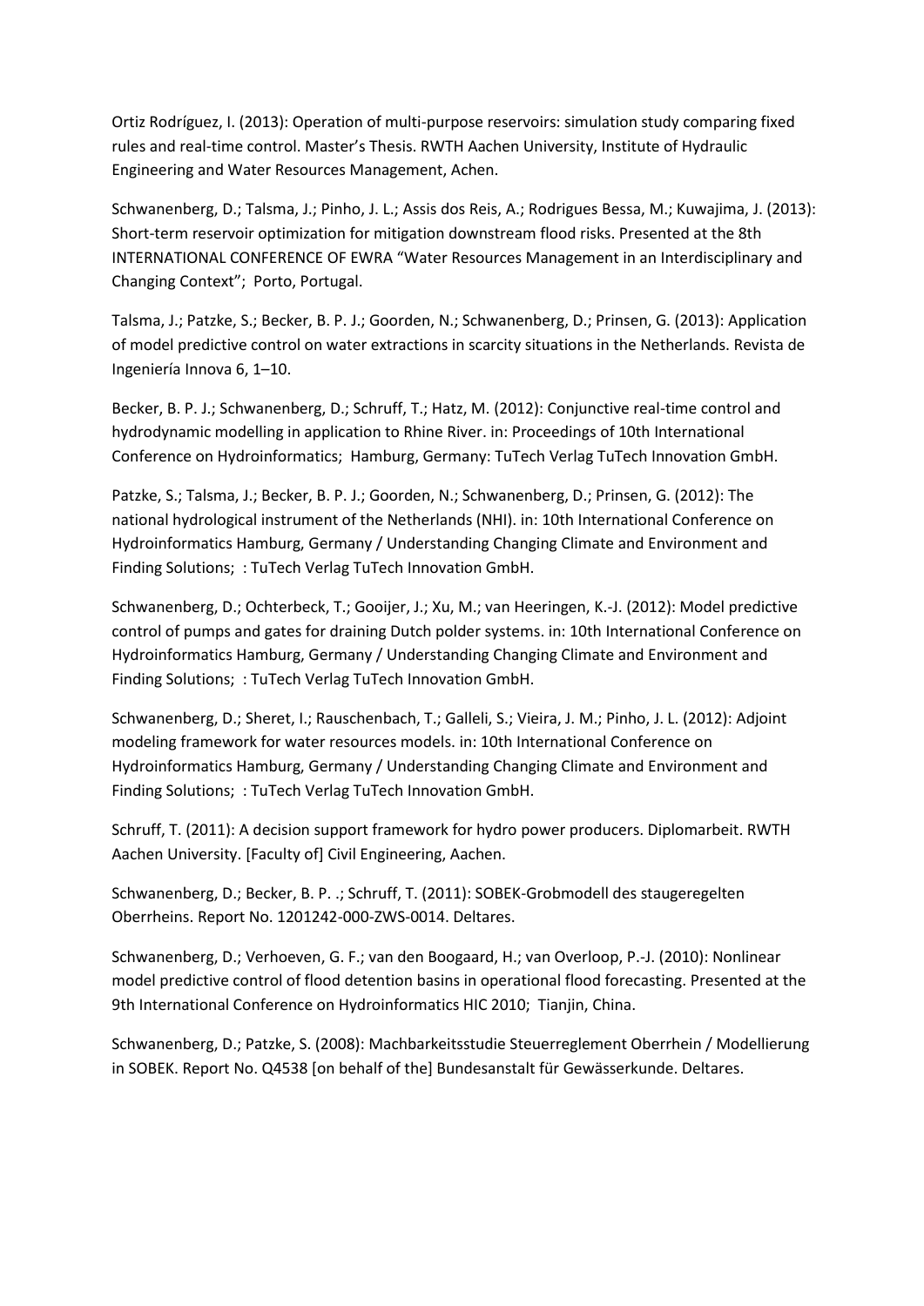Ortiz Rodríguez, I. (2013): Operation of multi-purpose reservoirs: simulation study comparing fixed rules and real-time control. Master's Thesis. RWTH Aachen University, Institute of Hydraulic Engineering and Water Resources Management, Achen.

Schwanenberg, D.; Talsma, J.; Pinho, J. L.; Assis dos Reis, A.; Rodrigues Bessa, M.; Kuwajima, J. (2013): Short-term reservoir optimization for mitigation downstream flood risks. Presented at the 8th INTERNATIONAL CONFERENCE OF EWRA "Water Resources Management in an Interdisciplinary and Changing Context"; Porto, Portugal.

Talsma, J.; Patzke, S.; Becker, B. P. J.; Goorden, N.; Schwanenberg, D.; Prinsen, G. (2013): Application of model predictive control on water extractions in scarcity situations in the Netherlands. Revista de Ingeniería Innova 6, 1–10.

Becker, B. P. J.; Schwanenberg, D.; Schruff, T.; Hatz, M. (2012): Conjunctive real-time control and hydrodynamic modelling in application to Rhine River. in: Proceedings of 10th International Conference on Hydroinformatics; Hamburg, Germany: TuTech Verlag TuTech Innovation GmbH.

Patzke, S.; Talsma, J.; Becker, B. P. J.; Goorden, N.; Schwanenberg, D.; Prinsen, G. (2012): The national hydrological instrument of the Netherlands (NHI). in: 10th International Conference on Hydroinformatics Hamburg, Germany / Understanding Changing Climate and Environment and Finding Solutions; : TuTech Verlag TuTech Innovation GmbH.

Schwanenberg, D.; Ochterbeck, T.; Gooijer, J.; Xu, M.; van Heeringen, K.-J. (2012): Model predictive control of pumps and gates for draining Dutch polder systems. in: 10th International Conference on Hydroinformatics Hamburg, Germany / Understanding Changing Climate and Environment and Finding Solutions; : TuTech Verlag TuTech Innovation GmbH.

Schwanenberg, D.; Sheret, I.; Rauschenbach, T.; Galleli, S.; Vieira, J. M.; Pinho, J. L. (2012): Adjoint modeling framework for water resources models. in: 10th International Conference on Hydroinformatics Hamburg, Germany / Understanding Changing Climate and Environment and Finding Solutions; : TuTech Verlag TuTech Innovation GmbH.

Schruff, T. (2011): A decision support framework for hydro power producers. Diplomarbeit. RWTH Aachen University. [Faculty of] Civil Engineering, Aachen.

Schwanenberg, D.; Becker, B. P. .; Schruff, T. (2011): SOBEK-Grobmodell des staugeregelten Oberrheins. Report No. 1201242-000-ZWS-0014. Deltares.

Schwanenberg, D.; Verhoeven, G. F.; van den Boogaard, H.; van Overloop, P.-J. (2010): Nonlinear model predictive control of flood detention basins in operational flood forecasting. Presented at the 9th International Conference on Hydroinformatics HIC 2010; Tianjin, China.

Schwanenberg, D.; Patzke, S. (2008): Machbarkeitsstudie Steuerreglement Oberrhein / Modellierung in SOBEK. Report No. Q4538 [on behalf of the] Bundesanstalt für Gewässerkunde. Deltares.